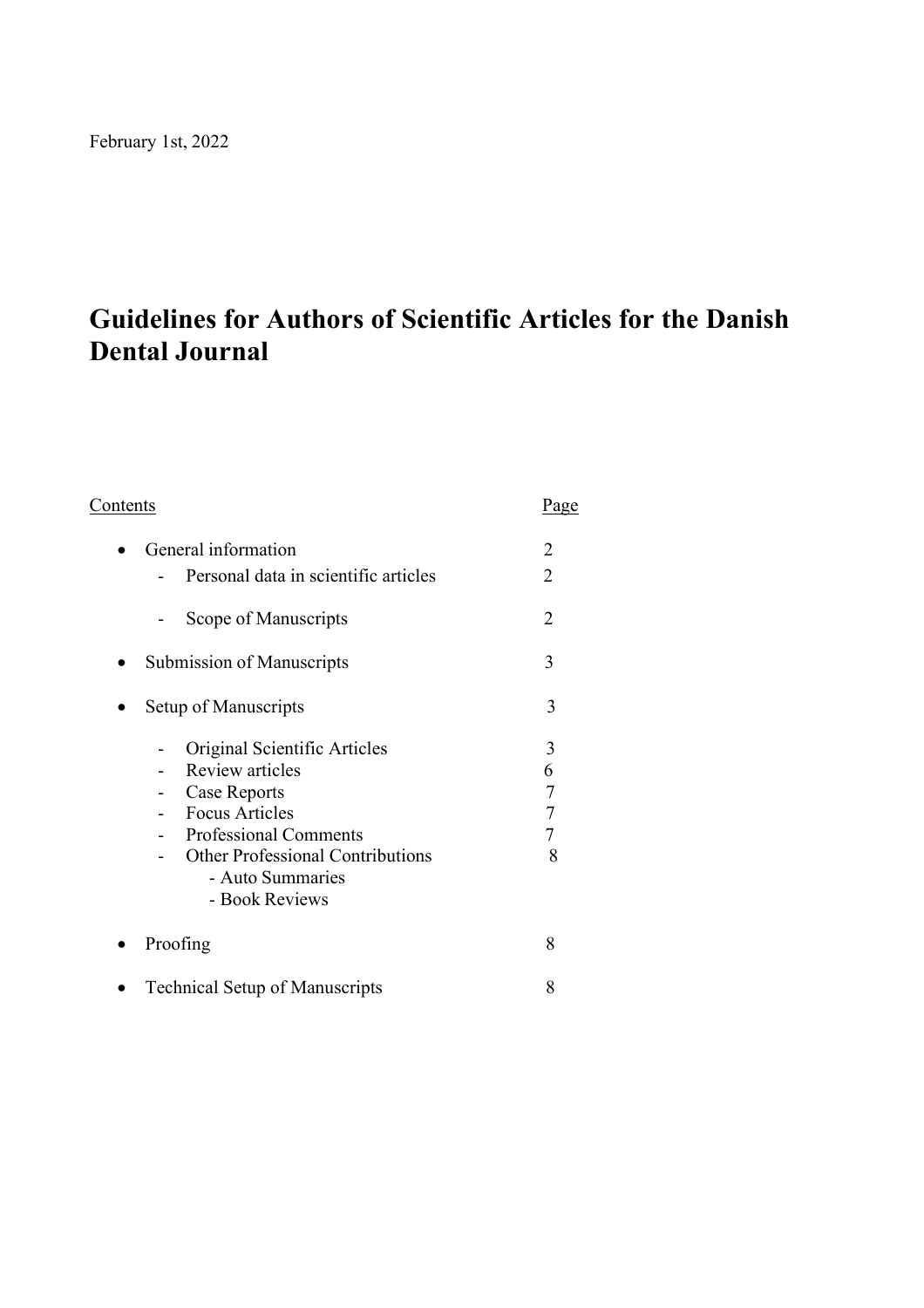February 1st, 2022

# Guidelines for Authors of Scientific Articles for the Danish Dental Journal

| Contents | Page |
| --- | --- |
| • General information | 2 |
| - Personal data in scientific articles | 2 |
| - Scope of Manuscripts | 2 |
| • Submission of Manuscripts | 3 |
| • Setup of Manuscripts | 3 |
| - Original Scientific Articles | 3 |
| - Review articles | 6 |
| - Case Reports | 7 |
| - Focus Articles | 7 |
| - Professional Comments | 7 |
| - Other Professional Contributions | 8 |
| - Auto Summaries | |
| - Book Reviews | |
| • Proofing | 8 |
| • Technical Setup of Manuscripts | 8 |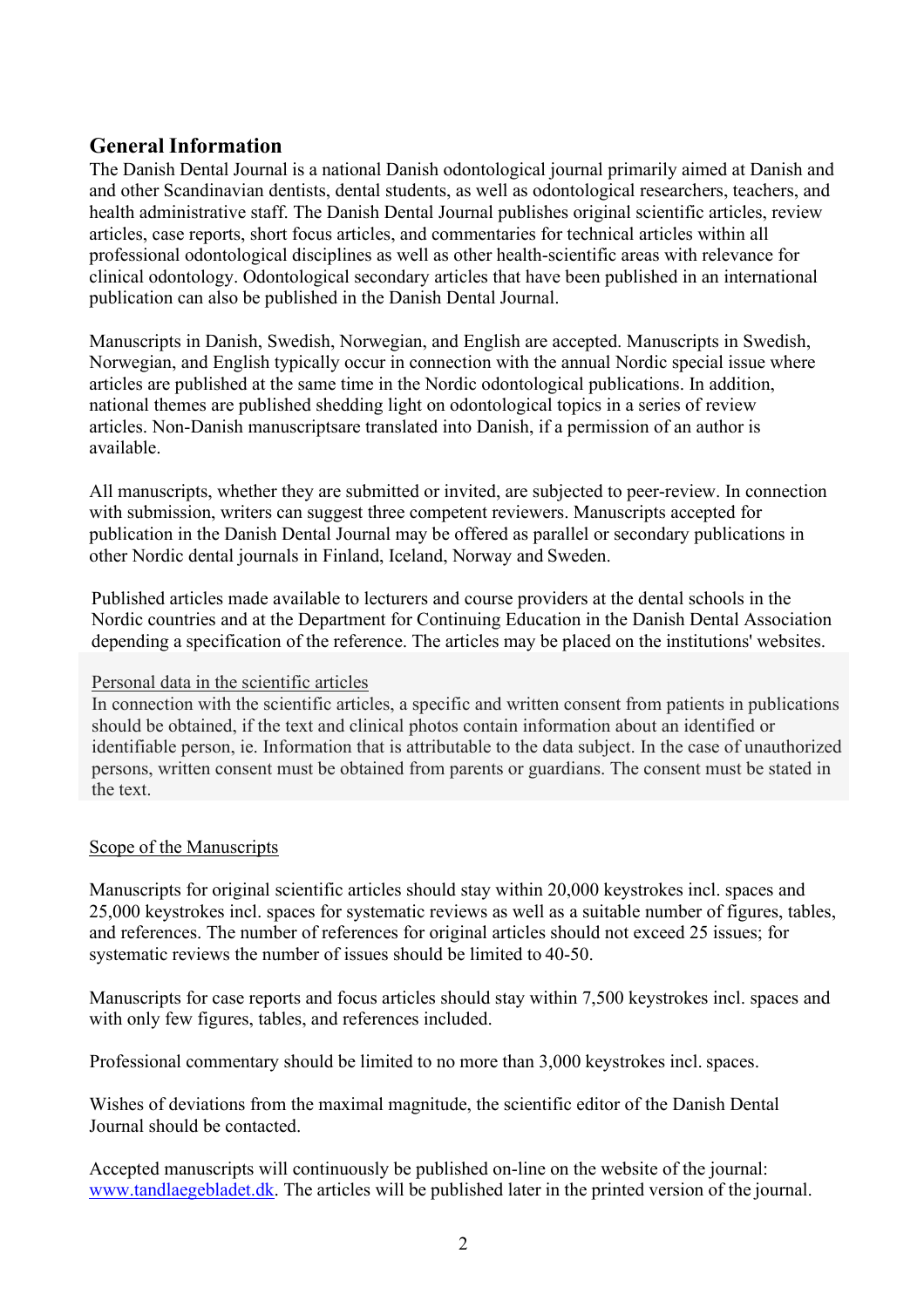## General Information

The Danish Dental Journal is a national Danish odontological journal primarily aimed at Danish and and other Scandinavian dentists, dental students, as well as odontological researchers, teachers, and health administrative staff. The Danish Dental Journal publishes original scientific articles, review articles, case reports, short focus articles, and commentaries for technical articles within all professional odontological disciplines as well as other health-scientific areas with relevance for clinical odontology. Odontological secondary articles that have been published in an international publication can also be published in the Danish Dental Journal.

Manuscripts in Danish, Swedish, Norwegian, and English are accepted. Manuscripts in Swedish, Norwegian, and English typically occur in connection with the annual Nordic special issue where articles are published at the same time in the Nordic odontological publications. In addition, national themes are published shedding light on odontological topics in a series of review articles. Non-Danish manuscriptsare translated into Danish, if a permission of an author is available.

All manuscripts, whether they are submitted or invited, are subjected to peer-review. In connection with submission, writers can suggest three competent reviewers. Manuscripts accepted for publication in the Danish Dental Journal may be offered as parallel or secondary publications in other Nordic dental journals in Finland, Iceland, Norway and Sweden.

Published articles made available to lecturers and course providers at the dental schools in the Nordic countries and at the Department for Continuing Education in the Danish Dental Association depending a specification of the reference. The articles may be placed on the institutions' websites.

Personal data in the scientific articles

In connection with the scientific articles, a specific and written consent from patients in publications should be obtained, if the text and clinical photos contain information about an identified or identifiable person, ie. Information that is attributable to the data subject. In the case of unauthorized persons, written consent must be obtained from parents or guardians. The consent must be stated in the text.

Scope of the Manuscripts

Manuscripts for original scientific articles should stay within 20,000 keystrokes incl. spaces and 25,000 keystrokes incl. spaces for systematic reviews as well as a suitable number of figures, tables, and references. The number of references for original articles should not exceed 25 issues; for systematic reviews the number of issues should be limited to 40-50.

Manuscripts for case reports and focus articles should stay within 7,500 keystrokes incl. spaces and with only few figures, tables, and references included.

Professional commentary should be limited to no more than 3,000 keystrokes incl. spaces.

Wishes of deviations from the maximal magnitude, the scientific editor of the Danish Dental Journal should be contacted.

Accepted manuscripts will continuously be published on-line on the website of the journal: www.tandlaegebladet.dk. The articles will be published later in the printed version of the journal.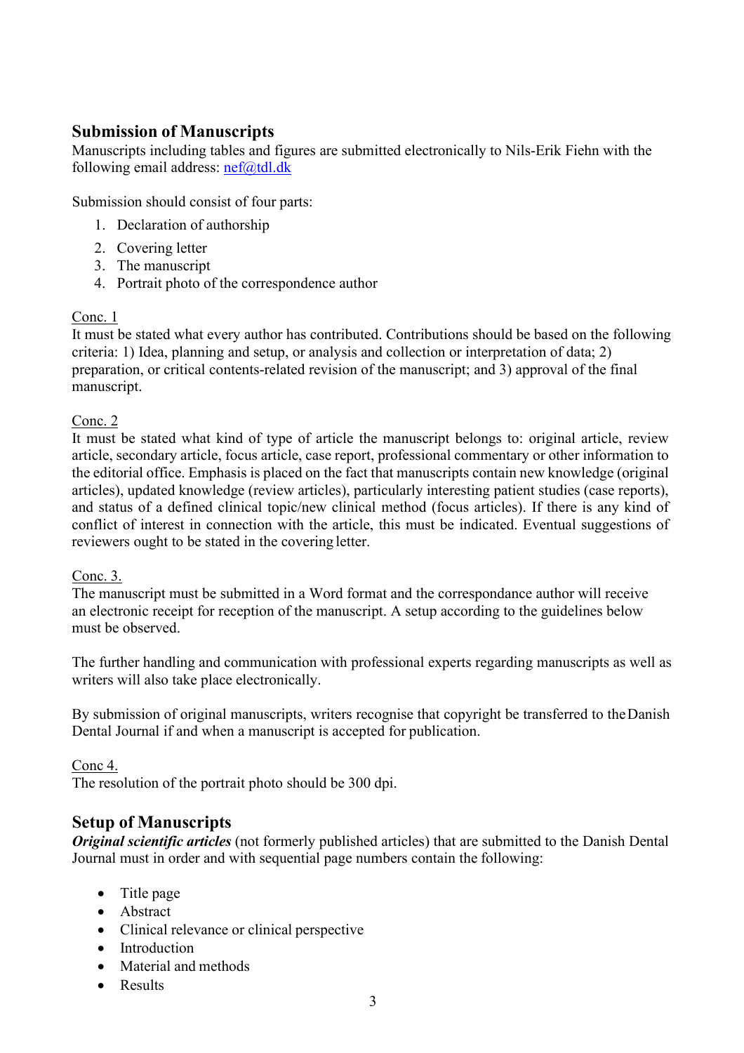## Submission of Manuscripts

Manuscripts including tables and figures are submitted electronically to Nils-Erik Fiehn with the following email address: nef@tdl.dk

Submission should consist of four parts:

1. Declaration of authorship
2. Covering letter
3. The manuscript
4. Portrait photo of the correspondence author

Conc. 1

It must be stated what every author has contributed. Contributions should be based on the following criteria: 1) Idea, planning and setup, or analysis and collection or interpretation of data; 2) preparation, or critical contents-related revision of the manuscript; and 3) approval of the final manuscript.

Conc. 2

It must be stated what kind of type of article the manuscript belongs to: original article, review article, secondary article, focus article, case report, professional commentary or other information to the editorial office. Emphasis is placed on the fact that manuscripts contain new knowledge (original articles), updated knowledge (review articles), particularly interesting patient studies (case reports), and status of a defined clinical topic/new clinical method (focus articles). If there is any kind of conflict of interest in connection with the article, this must be indicated. Eventual suggestions of reviewers ought to be stated in the covering letter.

Conc. 3.

The manuscript must be submitted in a Word format and the correspondance author will receive an electronic receipt for reception of the manuscript. A setup according to the guidelines below must be observed.

The further handling and communication with professional experts regarding manuscripts as well as writers will also take place electronically.

By submission of original manuscripts, writers recognise that copyright be transferred to the Danish Dental Journal if and when a manuscript is accepted for publication.

Conc 4.

The resolution of the portrait photo should be 300 dpi.

## Setup of Manuscripts

***Original scientific articles*** (not formerly published articles) that are submitted to the Danish Dental Journal must in order and with sequential page numbers contain the following:

- Title page
- Abstract
- Clinical relevance or clinical perspective
- Introduction
- Material and methods
- Results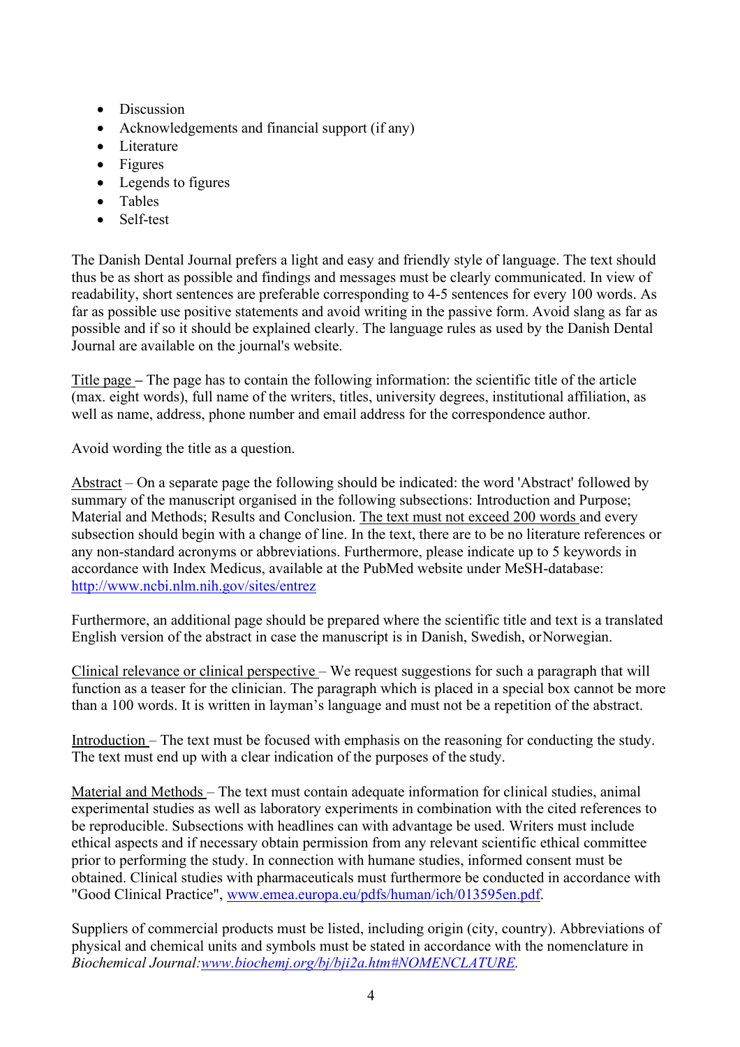- Discussion
- Acknowledgements and financial support (if any)
- Literature
- Figures
- Legends to figures
- Tables
- Self-test

The Danish Dental Journal prefers a light and easy and friendly style of language. The text should thus be as short as possible and findings and messages must be clearly communicated. In view of readability, short sentences are preferable corresponding to 4-5 sentences for every 100 words. As far as possible use positive statements and avoid writing in the passive form. Avoid slang as far as possible and if so it should be explained clearly. The language rules as used by the Danish Dental Journal are available on the journal's website.

<u>Title page</u> – The page has to contain the following information: the scientific title of the article (max. eight words), full name of the writers, titles, university degrees, institutional affiliation, as well as name, address, phone number and email address for the correspondence author.

Avoid wording the title as a question.

<u>Abstract</u> – On a separate page the following should be indicated: the word 'Abstract' followed by summary of the manuscript organised in the following subsections: Introduction and Purpose; Material and Methods; Results and Conclusion. <u>The text must not exceed 200 words</u> and every subsection should begin with a change of line. In the text, there are to be no literature references or any non-standard acronyms or abbreviations. Furthermore, please indicate up to 5 keywords in accordance with Index Medicus, available at the PubMed website under MeSH-database: http://www.ncbi.nlm.nih.gov/sites/entrez

Furthermore, an additional page should be prepared where the scientific title and text is a translated English version of the abstract in case the manuscript is in Danish, Swedish, or Norwegian.

<u>Clinical relevance or clinical perspective</u> – We request suggestions for such a paragraph that will function as a teaser for the clinician. The paragraph which is placed in a special box cannot be more than a 100 words. It is written in layman's language and must not be a repetition of the abstract.

<u>Introduction</u> – The text must be focused with emphasis on the reasoning for conducting the study. The text must end up with a clear indication of the purposes of the study.

<u>Material and Methods</u> – The text must contain adequate information for clinical studies, animal experimental studies as well as laboratory experiments in combination with the cited references to be reproducible. Subsections with headlines can with advantage be used. Writers must include ethical aspects and if necessary obtain permission from any relevant scientific ethical committee prior to performing the study. In connection with humane studies, informed consent must be obtained. Clinical studies with pharmaceuticals must furthermore be conducted in accordance with "Good Clinical Practice", www.emea.europa.eu/pdfs/human/ich/013595en.pdf.

Suppliers of commercial products must be listed, including origin (city, country). Abbreviations of physical and chemical units and symbols must be stated in accordance with the nomenclature in *Biochemical Journal:www.biochemj.org/bj/bji2a.htm#NOMENCLATURE.*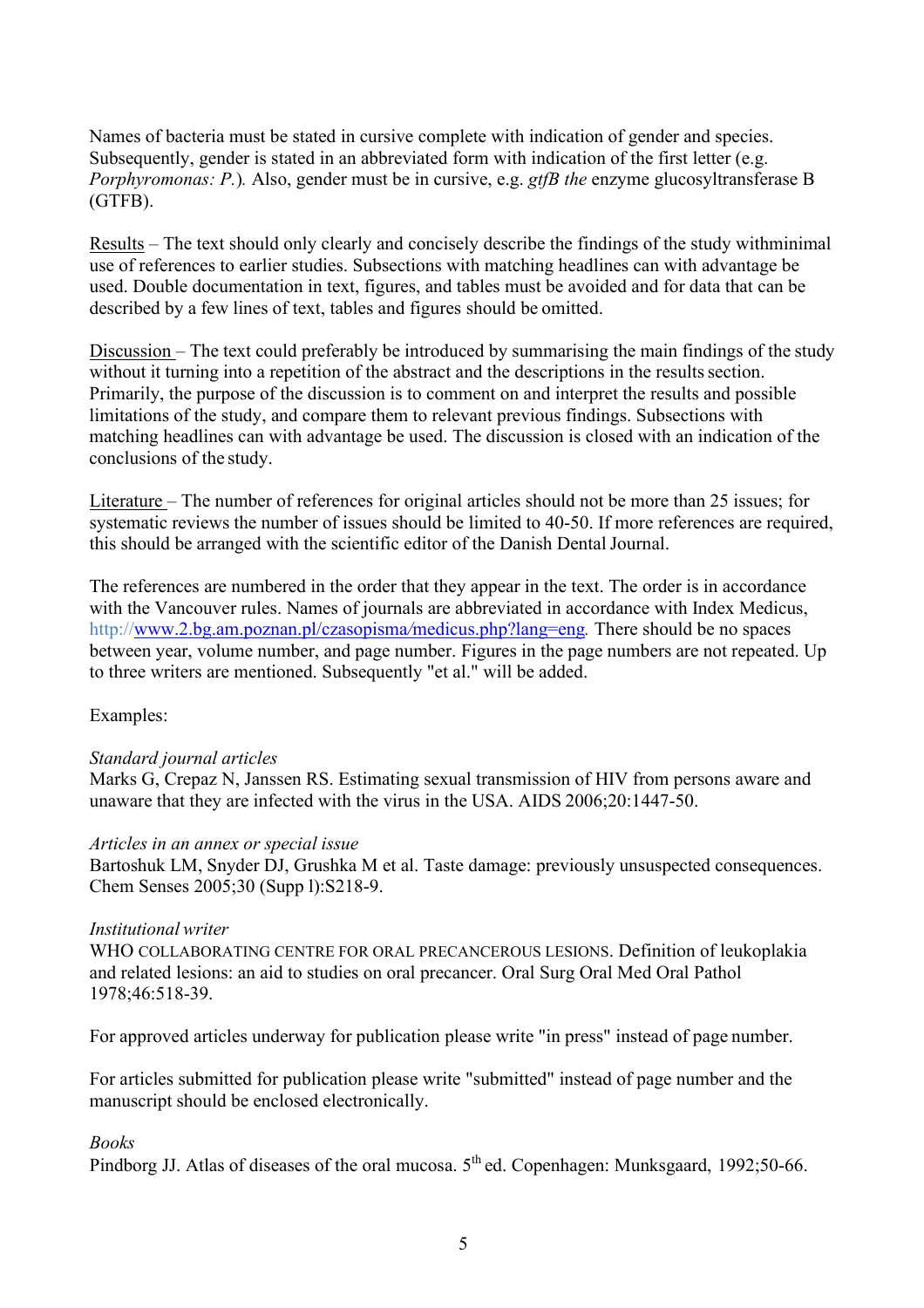Names of bacteria must be stated in cursive complete with indication of gender and species. Subsequently, gender is stated in an abbreviated form with indication of the first letter (e.g. *Porphyromonas: P.*). Also, gender must be in cursive, e.g. *gtfB the* enzyme glucosyltransferase B (GTFB).

Results – The text should only clearly and concisely describe the findings of the study withminimal use of references to earlier studies. Subsections with matching headlines can with advantage be used. Double documentation in text, figures, and tables must be avoided and for data that can be described by a few lines of text, tables and figures should be omitted.

Discussion – The text could preferably be introduced by summarising the main findings of the study without it turning into a repetition of the abstract and the descriptions in the results section. Primarily, the purpose of the discussion is to comment on and interpret the results and possible limitations of the study, and compare them to relevant previous findings. Subsections with matching headlines can with advantage be used. The discussion is closed with an indication of the conclusions of the study.

Literature – The number of references for original articles should not be more than 25 issues; for systematic reviews the number of issues should be limited to 40-50. If more references are required, this should be arranged with the scientific editor of the Danish Dental Journal.

The references are numbered in the order that they appear in the text. The order is in accordance with the Vancouver rules. Names of journals are abbreviated in accordance with Index Medicus, http://www.2.bg.am.poznan.pl/czasopisma/medicus.php?lang=eng. There should be no spaces between year, volume number, and page number. Figures in the page numbers are not repeated. Up to three writers are mentioned. Subsequently "et al." will be added.

Examples:

*Standard journal articles*
Marks G, Crepaz N, Janssen RS. Estimating sexual transmission of HIV from persons aware and unaware that they are infected with the virus in the USA. AIDS 2006;20:1447-50.

*Articles in an annex or special issue*
Bartoshuk LM, Snyder DJ, Grushka M et al. Taste damage: previously unsuspected consequences. Chem Senses 2005;30 (Supp l):S218-9.

*Institutional writer*
WHO COLLABORATING CENTRE FOR ORAL PRECANCEROUS LESIONS. Definition of leukoplakia and related lesions: an aid to studies on oral precancer. Oral Surg Oral Med Oral Pathol 1978;46:518-39.

For approved articles underway for publication please write "in press" instead of page number.

For articles submitted for publication please write "submitted" instead of page number and the manuscript should be enclosed electronically.

*Books*
Pindborg JJ. Atlas of diseases of the oral mucosa. 5th ed. Copenhagen: Munksgaard, 1992;50-66.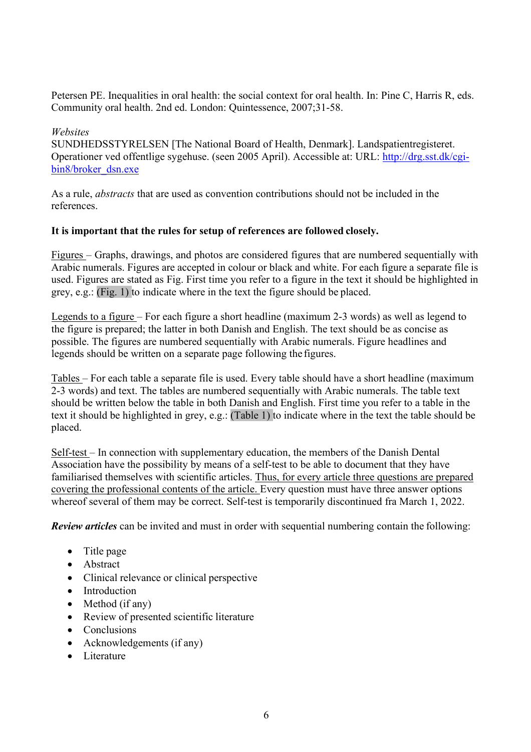Petersen PE. Inequalities in oral health: the social context for oral health. In: Pine C, Harris R, eds. Community oral health. 2nd ed. London: Quintessence, 2007;31-58.

*Websites*
SUNDHEDSSTYRELSEN [The National Board of Health, Denmark]. Landspatientregisteret. Operationer ved offentlige sygehuse. (seen 2005 April). Accessible at: URL: [http://drg.sst.dk/cgi-bin8/broker_dsn.exe](http://drg.sst.dk/cgi-bin8/broker_dsn.exe)

As a rule, *abstracts* that are used as convention contributions should not be included in the references.

**It is important that the rules for setup of references are followed closely.**

<u>Figures</u> – Graphs, drawings, and photos are considered figures that are numbered sequentially with Arabic numerals. Figures are accepted in colour or black and white. For each figure a separate file is used. Figures are stated as Fig. First time you refer to a figure in the text it should be highlighted in grey, e.g.: (Fig. 1) to indicate where in the text the figure should be placed.

<u>Legends to a figure</u> – For each figure a short headline (maximum 2-3 words) as well as legend to the figure is prepared; the latter in both Danish and English. The text should be as concise as possible. The figures are numbered sequentially with Arabic numerals. Figure headlines and legends should be written on a separate page following the figures.

<u>Tables</u> – For each table a separate file is used. Every table should have a short headline (maximum 2-3 words) and text. The tables are numbered sequentially with Arabic numerals. The table text should be written below the table in both Danish and English. First time you refer to a table in the text it should be highlighted in grey, e.g.: (Table 1) to indicate where in the text the table should be placed.

<u>Self-test</u> – In connection with supplementary education, the members of the Danish Dental Association have the possibility by means of a self-test to be able to document that they have familiarised themselves with scientific articles. <u>Thus, for every article three questions are prepared covering the professional contents of the article.</u> Every question must have three answer options whereof several of them may be correct. Self-test is temporarily discontinued fra March 1, 2022.

***Review articles*** can be invited and must in order with sequential numbering contain the following:

- Title page
- Abstract
- Clinical relevance or clinical perspective
- Introduction
- Method (if any)
- Review of presented scientific literature
- Conclusions
- Acknowledgements (if any)
- Literature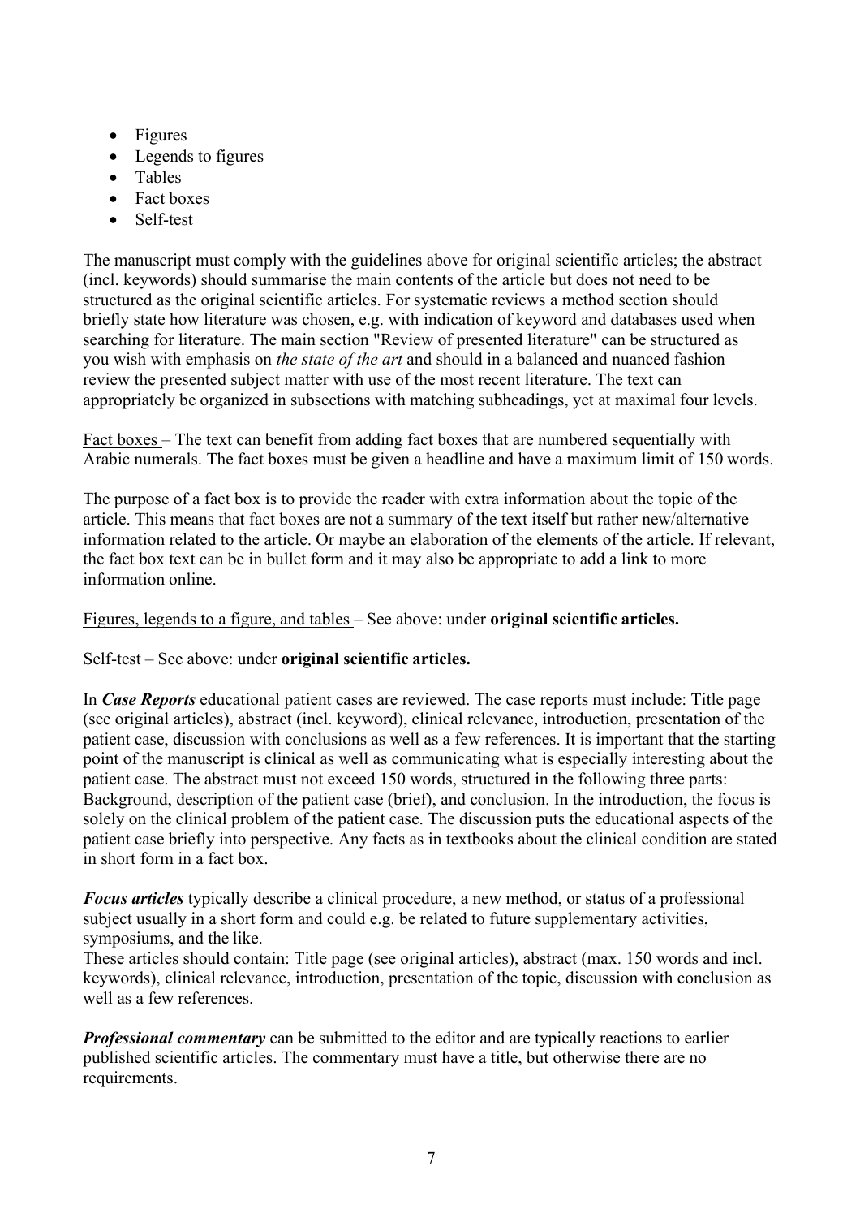- Figures
- Legends to figures
- Tables
- Fact boxes
- Self-test

The manuscript must comply with the guidelines above for original scientific articles; the abstract (incl. keywords) should summarise the main contents of the article but does not need to be structured as the original scientific articles. For systematic reviews a method section should briefly state how literature was chosen, e.g. with indication of keyword and databases used when searching for literature. The main section "Review of presented literature" can be structured as you wish with emphasis on *the state of the art* and should in a balanced and nuanced fashion review the presented subject matter with use of the most recent literature. The text can appropriately be organized in subsections with matching subheadings, yet at maximal four levels.

Fact boxes – The text can benefit from adding fact boxes that are numbered sequentially with Arabic numerals. The fact boxes must be given a headline and have a maximum limit of 150 words.

The purpose of a fact box is to provide the reader with extra information about the topic of the article. This means that fact boxes are not a summary of the text itself but rather new/alternative information related to the article. Or maybe an elaboration of the elements of the article. If relevant, the fact box text can be in bullet form and it may also be appropriate to add a link to more information online.

Figures, legends to a figure, and tables – See above: under **original scientific articles.**

Self-test – See above: under **original scientific articles.**

In ***Case Reports*** educational patient cases are reviewed. The case reports must include: Title page (see original articles), abstract (incl. keyword), clinical relevance, introduction, presentation of the patient case, discussion with conclusions as well as a few references. It is important that the starting point of the manuscript is clinical as well as communicating what is especially interesting about the patient case. The abstract must not exceed 150 words, structured in the following three parts: Background, description of the patient case (brief), and conclusion. In the introduction, the focus is solely on the clinical problem of the patient case. The discussion puts the educational aspects of the patient case briefly into perspective. Any facts as in textbooks about the clinical condition are stated in short form in a fact box.

***Focus articles*** typically describe a clinical procedure, a new method, or status of a professional subject usually in a short form and could e.g. be related to future supplementary activities, symposiums, and the like.
These articles should contain: Title page (see original articles), abstract (max. 150 words and incl. keywords), clinical relevance, introduction, presentation of the topic, discussion with conclusion as well as a few references.

***Professional commentary*** can be submitted to the editor and are typically reactions to earlier published scientific articles. The commentary must have a title, but otherwise there are no requirements.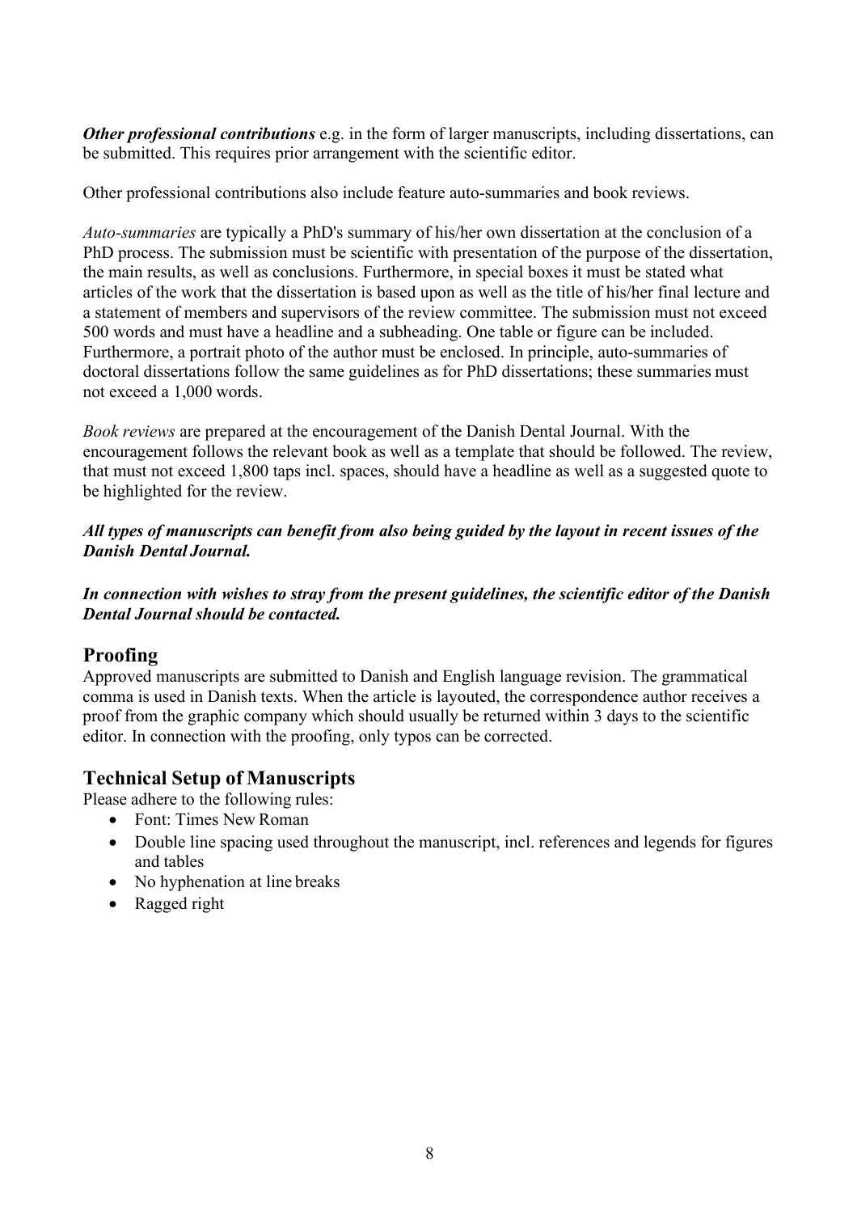***Other professional contributions*** e.g. in the form of larger manuscripts, including dissertations, can be submitted. This requires prior arrangement with the scientific editor.

Other professional contributions also include feature auto-summaries and book reviews.

*Auto-summaries* are typically a PhD's summary of his/her own dissertation at the conclusion of a PhD process. The submission must be scientific with presentation of the purpose of the dissertation, the main results, as well as conclusions. Furthermore, in special boxes it must be stated what articles of the work that the dissertation is based upon as well as the title of his/her final lecture and a statement of members and supervisors of the review committee. The submission must not exceed 500 words and must have a headline and a subheading. One table or figure can be included. Furthermore, a portrait photo of the author must be enclosed. In principle, auto-summaries of doctoral dissertations follow the same guidelines as for PhD dissertations; these summaries must not exceed a 1,000 words.

*Book reviews* are prepared at the encouragement of the Danish Dental Journal. With the encouragement follows the relevant book as well as a template that should be followed. The review, that must not exceed 1,800 taps incl. spaces, should have a headline as well as a suggested quote to be highlighted for the review.

***All types of manuscripts can benefit from also being guided by the layout in recent issues of the Danish Dental Journal.***

***In connection with wishes to stray from the present guidelines, the scientific editor of the Danish Dental Journal should be contacted.***

## Proofing

Approved manuscripts are submitted to Danish and English language revision. The grammatical comma is used in Danish texts. When the article is layouted, the correspondence author receives a proof from the graphic company which should usually be returned within 3 days to the scientific editor. In connection with the proofing, only typos can be corrected.

## Technical Setup of Manuscripts

Please adhere to the following rules:

- Font: Times New Roman
- Double line spacing used throughout the manuscript, incl. references and legends for figures and tables
- No hyphenation at line breaks
- Ragged right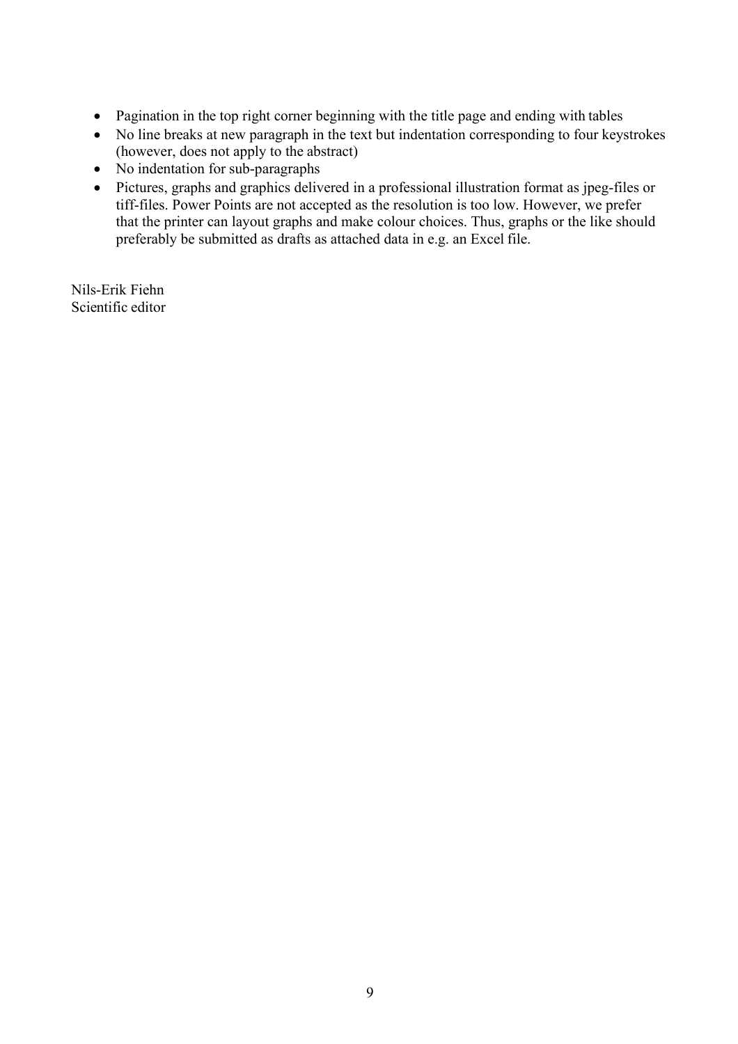- Pagination in the top right corner beginning with the title page and ending with tables
- No line breaks at new paragraph in the text but indentation corresponding to four keystrokes (however, does not apply to the abstract)
- No indentation for sub-paragraphs
- Pictures, graphs and graphics delivered in a professional illustration format as jpeg-files or tiff-files. Power Points are not accepted as the resolution is too low. However, we prefer that the printer can layout graphs and make colour choices. Thus, graphs or the like should preferably be submitted as drafts as attached data in e.g. an Excel file.

Nils-Erik Fiehn
Scientific editor